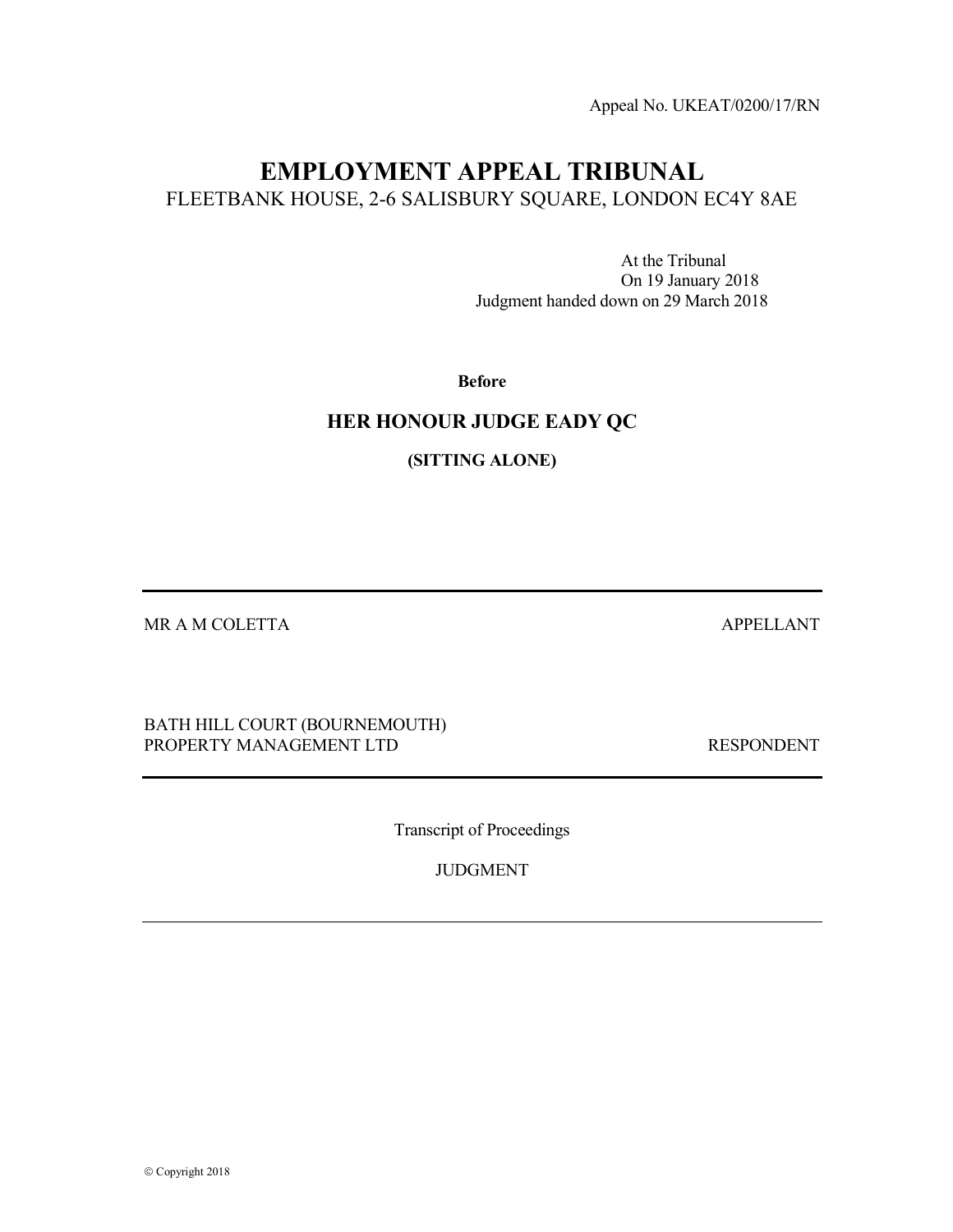Appeal No. UKEAT/0200/17/RN

# EMPLOYMENT APPEAL TRIBUNAL

FLEETBANK HOUSE, 2-6 SALISBURY SQUARE, LONDON EC4Y 8AE

At the Tribunal
On 19 January 2018
Judgment handed down on 29 March 2018

**Before**

## HER HONOUR JUDGE EADY QC

**(SITTING ALONE)**

---

MR A M COLETTA — APPELLANT

BATH HILL COURT (BOURNEMOUTH) PROPERTY MANAGEMENT LTD — RESPONDENT

---

Transcript of Proceedings

JUDGMENT

---

© Copyright 2018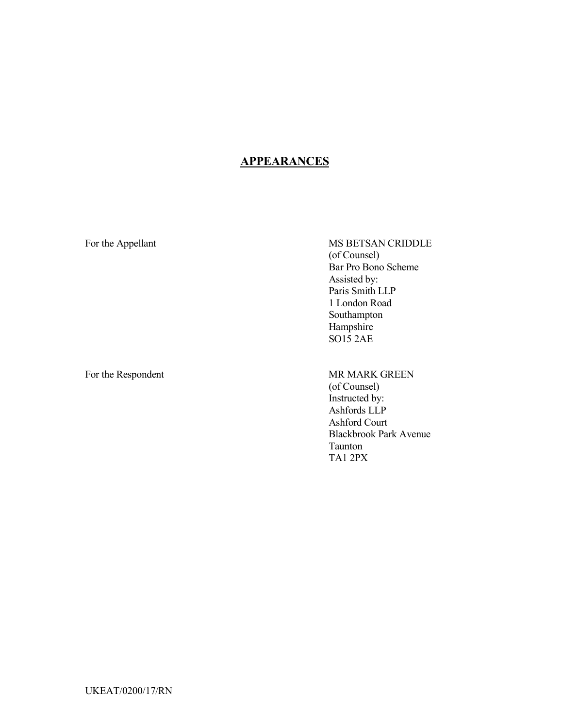## APPEARANCES

For the Appellant

MS BETSAN CRIDDLE
(of Counsel)
Bar Pro Bono Scheme
Assisted by:
Paris Smith LLP
1 London Road
Southampton
Hampshire
SO15 2AE

For the Respondent

MR MARK GREEN
(of Counsel)
Instructed by:
Ashfords LLP
Ashford Court
Blackbrook Park Avenue
Taunton
TA1 2PX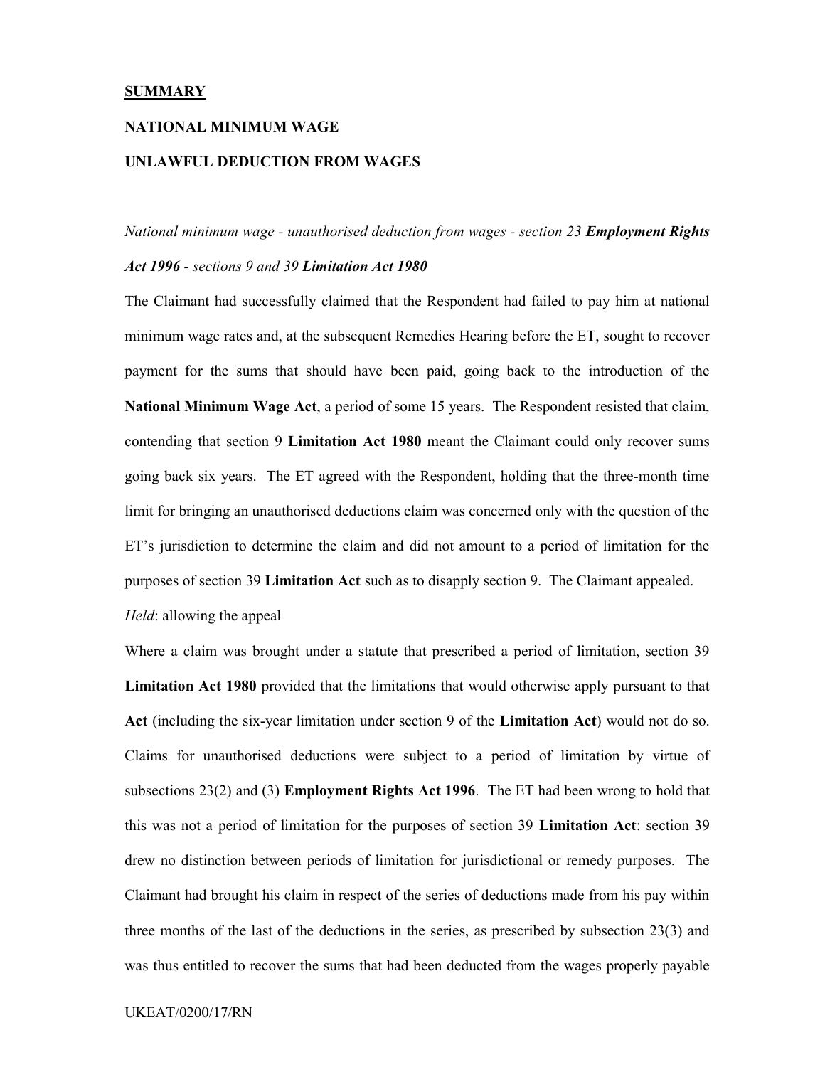**SUMMARY**

**NATIONAL MINIMUM WAGE**

**UNLAWFUL DEDUCTION FROM WAGES**

*National minimum wage - unauthorised deduction from wages - section 23 **Employment Rights Act 1996** - sections 9 and 39 **Limitation Act 1980***

The Claimant had successfully claimed that the Respondent had failed to pay him at national minimum wage rates and, at the subsequent Remedies Hearing before the ET, sought to recover payment for the sums that should have been paid, going back to the introduction of the **National Minimum Wage Act**, a period of some 15 years. The Respondent resisted that claim, contending that section 9 **Limitation Act 1980** meant the Claimant could only recover sums going back six years. The ET agreed with the Respondent, holding that the three-month time limit for bringing an unauthorised deductions claim was concerned only with the question of the ET's jurisdiction to determine the claim and did not amount to a period of limitation for the purposes of section 39 **Limitation Act** such as to disapply section 9. The Claimant appealed.

*Held*: allowing the appeal

Where a claim was brought under a statute that prescribed a period of limitation, section 39 **Limitation Act 1980** provided that the limitations that would otherwise apply pursuant to that **Act** (including the six-year limitation under section 9 of the **Limitation Act**) would not do so. Claims for unauthorised deductions were subject to a period of limitation by virtue of subsections 23(2) and (3) **Employment Rights Act 1996**. The ET had been wrong to hold that this was not a period of limitation for the purposes of section 39 **Limitation Act**: section 39 drew no distinction between periods of limitation for jurisdictional or remedy purposes. The Claimant had brought his claim in respect of the series of deductions made from his pay within three months of the last of the deductions in the series, as prescribed by subsection 23(3) and was thus entitled to recover the sums that had been deducted from the wages properly payable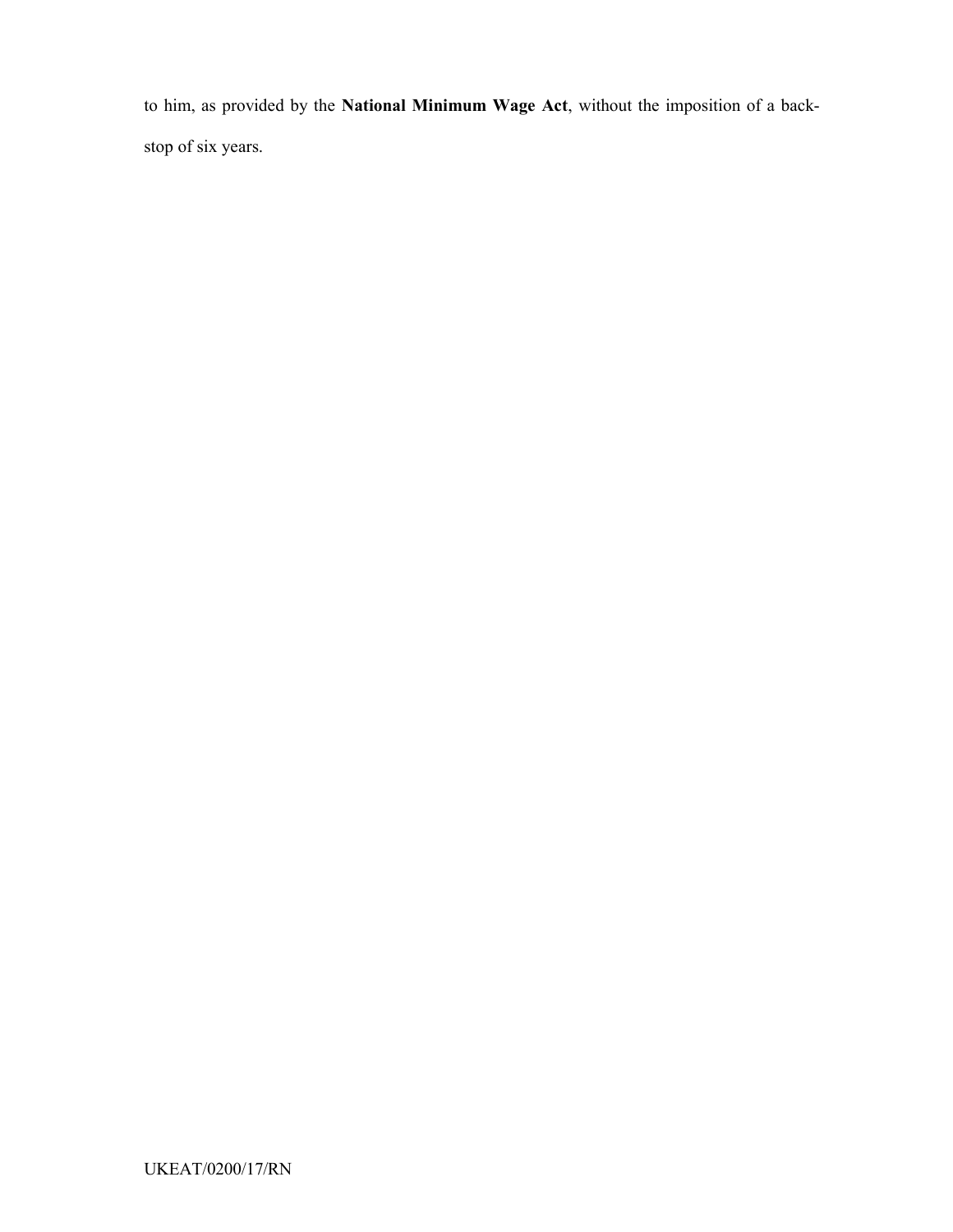to him, as provided by the **National Minimum Wage Act**, without the imposition of a back-stop of six years.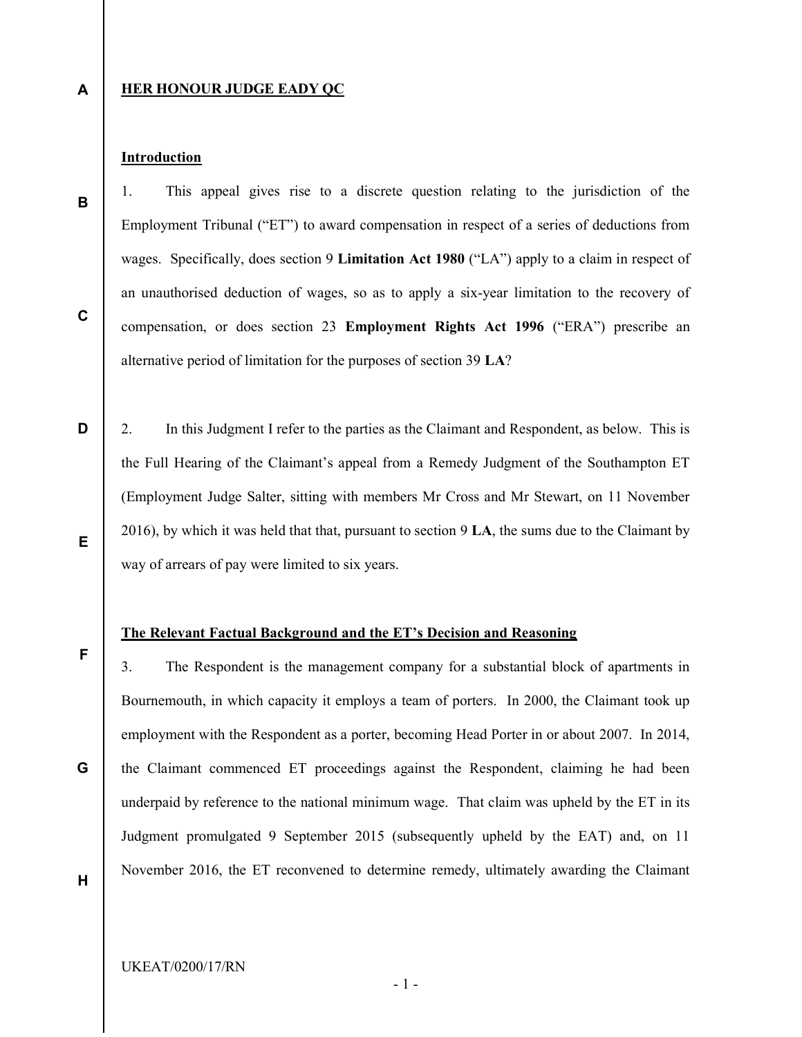**HER HONOUR JUDGE EADY QC**

**Introduction**

1. This appeal gives rise to a discrete question relating to the jurisdiction of the Employment Tribunal ("ET") to award compensation in respect of a series of deductions from wages. Specifically, does section 9 **Limitation Act 1980** ("LA") apply to a claim in respect of an unauthorised deduction of wages, so as to apply a six-year limitation to the recovery of compensation, or does section 23 **Employment Rights Act 1996** ("ERA") prescribe an alternative period of limitation for the purposes of section 39 **LA**?

2. In this Judgment I refer to the parties as the Claimant and Respondent, as below. This is the Full Hearing of the Claimant's appeal from a Remedy Judgment of the Southampton ET (Employment Judge Salter, sitting with members Mr Cross and Mr Stewart, on 11 November 2016), by which it was held that that, pursuant to section 9 **LA**, the sums due to the Claimant by way of arrears of pay were limited to six years.

**The Relevant Factual Background and the ET's Decision and Reasoning**

3. The Respondent is the management company for a substantial block of apartments in Bournemouth, in which capacity it employs a team of porters. In 2000, the Claimant took up employment with the Respondent as a porter, becoming Head Porter in or about 2007. In 2014, the Claimant commenced ET proceedings against the Respondent, claiming he had been underpaid by reference to the national minimum wage. That claim was upheld by the ET in its Judgment promulgated 9 September 2015 (subsequently upheld by the EAT) and, on 11 November 2016, the ET reconvened to determine remedy, ultimately awarding the Claimant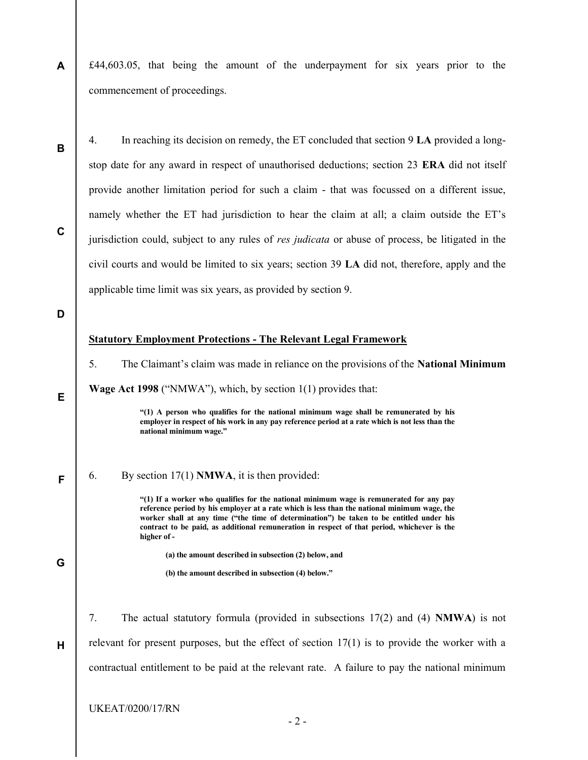£44,603.05, that being the amount of the underpayment for six years prior to the commencement of proceedings.

4. In reaching its decision on remedy, the ET concluded that section 9 **LA** provided a long-stop date for any award in respect of unauthorised deductions; section 23 **ERA** did not itself provide another limitation period for such a claim - that was focussed on a different issue, namely whether the ET had jurisdiction to hear the claim at all; a claim outside the ET's jurisdiction could, subject to any rules of *res judicata* or abuse of process, be litigated in the civil courts and would be limited to six years; section 39 **LA** did not, therefore, apply and the applicable time limit was six years, as provided by section 9.

**Statutory Employment Protections - The Relevant Legal Framework**

5. The Claimant's claim was made in reliance on the provisions of the **National Minimum Wage Act 1998** ("NMWA"), which, by section 1(1) provides that:

> **"(1) A person who qualifies for the national minimum wage shall be remunerated by his employer in respect of his work in any pay reference period at a rate which is not less than the national minimum wage."**

6. By section 17(1) **NMWA**, it is then provided:

> **"(1) If a worker who qualifies for the national minimum wage is remunerated for any pay reference period by his employer at a rate which is less than the national minimum wage, the worker shall at any time ("the time of determination") be taken to be entitled under his contract to be paid, as additional remuneration in respect of that period, whichever is the higher of -**
>
> **(a) the amount described in subsection (2) below, and**
>
> **(b) the amount described in subsection (4) below."**

7. The actual statutory formula (provided in subsections 17(2) and (4) **NMWA**) is not relevant for present purposes, but the effect of section 17(1) is to provide the worker with a contractual entitlement to be paid at the relevant rate. A failure to pay the national minimum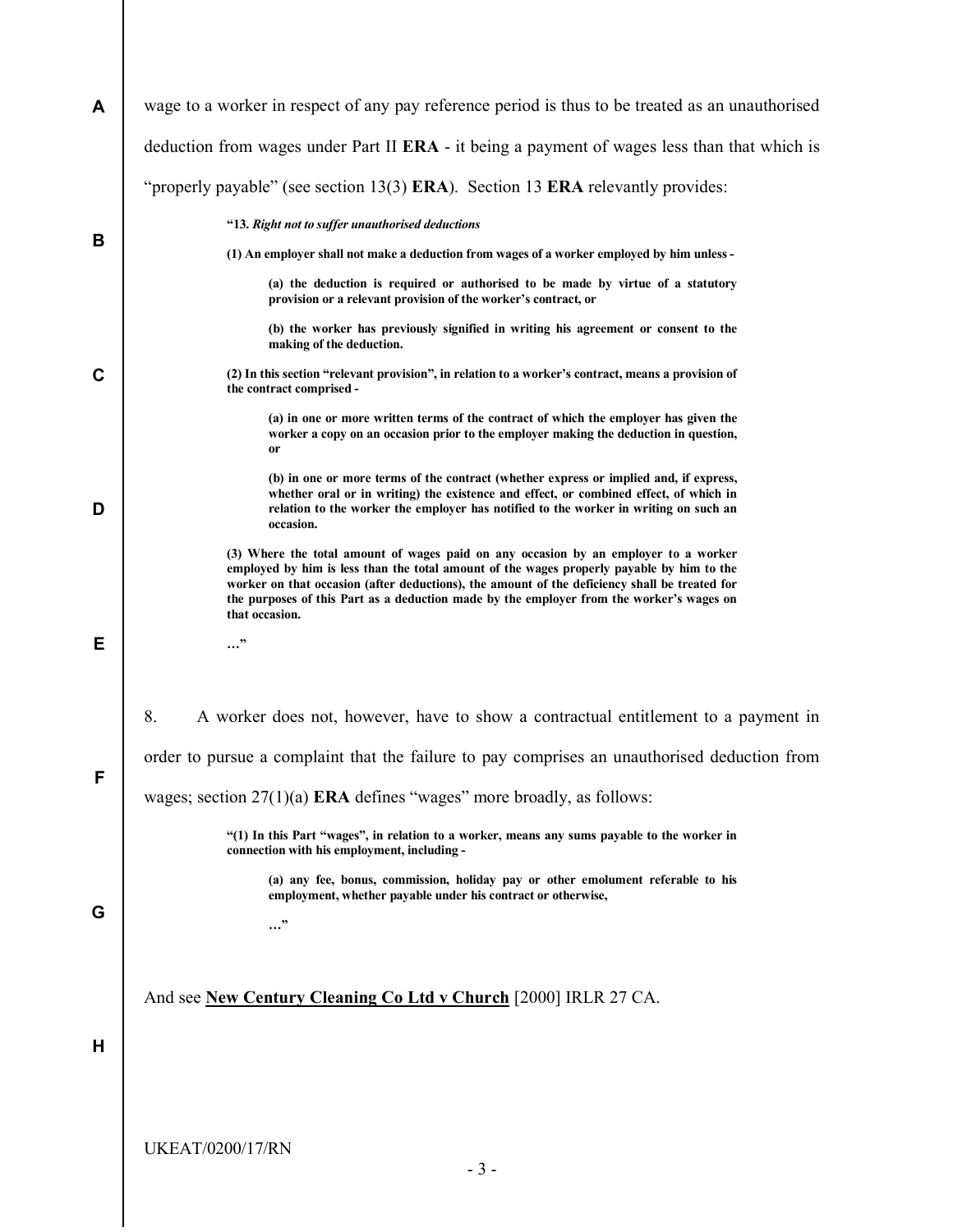wage to a worker in respect of any pay reference period is thus to be treated as an unauthorised deduction from wages under Part II **ERA** - it being a payment of wages less than that which is "properly payable" (see section 13(3) **ERA**). Section 13 **ERA** relevantly provides:

> **"13. *Right not to suffer unauthorised deductions***
>
> **(1) An employer shall not make a deduction from wages of a worker employed by him unless -**
>
> > **(a) the deduction is required or authorised to be made by virtue of a statutory provision or a relevant provision of the worker's contract, or**
> >
> > **(b) the worker has previously signified in writing his agreement or consent to the making of the deduction.**
>
> **(2) In this section "relevant provision", in relation to a worker's contract, means a provision of the contract comprised -**
>
> > **(a) in one or more written terms of the contract of which the employer has given the worker a copy on an occasion prior to the employer making the deduction in question, or**
> >
> > **(b) in one or more terms of the contract (whether express or implied and, if express, whether oral or in writing) the existence and effect, or combined effect, of which in relation to the worker the employer has notified to the worker in writing on such an occasion.**
>
> **(3) Where the total amount of wages paid on any occasion by an employer to a worker employed by him is less than the total amount of the wages properly payable by him to the worker on that occasion (after deductions), the amount of the deficiency shall be treated for the purposes of this Part as a deduction made by the employer from the worker's wages on that occasion.**
>
> **…"**

8. A worker does not, however, have to show a contractual entitlement to a payment in order to pursue a complaint that the failure to pay comprises an unauthorised deduction from wages; section 27(1)(a) **ERA** defines "wages" more broadly, as follows:

> **"(1) In this Part "wages", in relation to a worker, means any sums payable to the worker in connection with his employment, including -**
>
> > **(a) any fee, bonus, commission, holiday pay or other emolument referable to his employment, whether payable under his contract or otherwise,**
> >
> > **…"**

And see **New Century Cleaning Co Ltd v Church** [2000] IRLR 27 CA.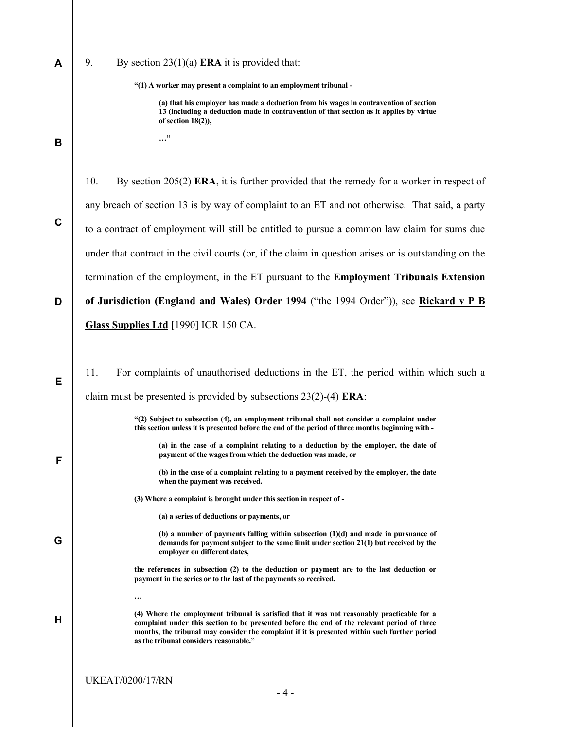9. By section 23(1)(a) **ERA** it is provided that:

> **"(1) A worker may present a complaint to an employment tribunal -**
>
> > **(a) that his employer has made a deduction from his wages in contravention of section 13 (including a deduction made in contravention of that section as it applies by virtue of section 18(2)),**
> >
> > **…"**

10. By section 205(2) **ERA**, it is further provided that the remedy for a worker in respect of any breach of section 13 is by way of complaint to an ET and not otherwise. That said, a party to a contract of employment will still be entitled to pursue a common law claim for sums due under that contract in the civil courts (or, if the claim in question arises or is outstanding on the termination of the employment, in the ET pursuant to the **Employment Tribunals Extension of Jurisdiction (England and Wales) Order 1994** ("the 1994 Order")), see **Rickard v P B Glass Supplies Ltd** [1990] ICR 150 CA.

11. For complaints of unauthorised deductions in the ET, the period within which such a claim must be presented is provided by subsections 23(2)-(4) **ERA**:

> **"(2) Subject to subsection (4), an employment tribunal shall not consider a complaint under this section unless it is presented before the end of the period of three months beginning with -**
>
> > **(a) in the case of a complaint relating to a deduction by the employer, the date of payment of the wages from which the deduction was made, or**
> >
> > **(b) in the case of a complaint relating to a payment received by the employer, the date when the payment was received.**
>
> **(3) Where a complaint is brought under this section in respect of -**
>
> > **(a) a series of deductions or payments, or**
> >
> > **(b) a number of payments falling within subsection (1)(d) and made in pursuance of demands for payment subject to the same limit under section 21(1) but received by the employer on different dates,**
>
> **the references in subsection (2) to the deduction or payment are to the last deduction or payment in the series or to the last of the payments so received.**
>
> **…**
>
> **(4) Where the employment tribunal is satisfied that it was not reasonably practicable for a complaint under this section to be presented before the end of the relevant period of three months, the tribunal may consider the complaint if it is presented within such further period as the tribunal considers reasonable."**

UKEAT/0200/17/RN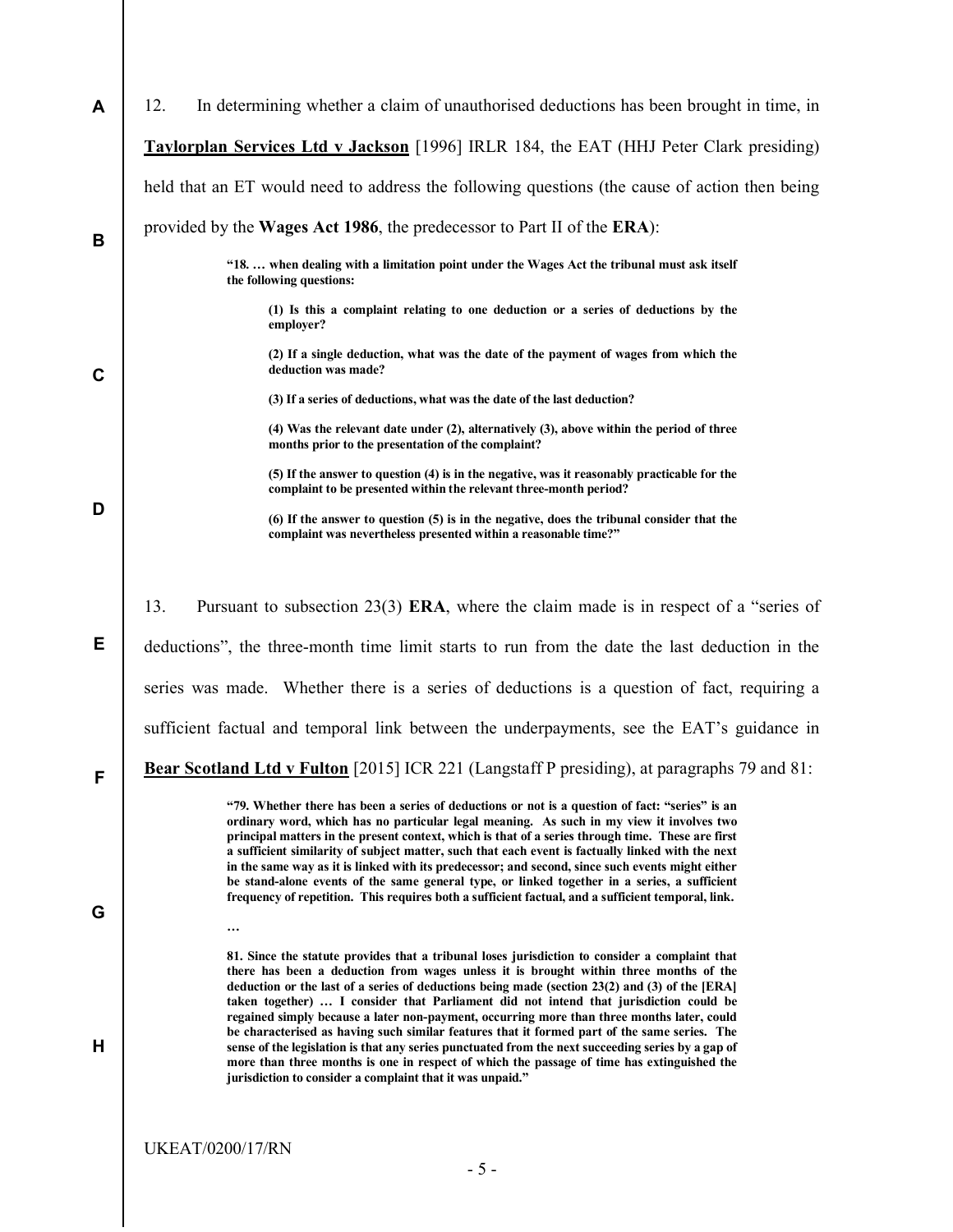12. In determining whether a claim of unauthorised deductions has been brought in time, in **Taylorplan Services Ltd v Jackson** [1996] IRLR 184, the EAT (HHJ Peter Clark presiding) held that an ET would need to address the following questions (the cause of action then being provided by the **Wages Act 1986**, the predecessor to Part II of the **ERA**):

> **"18. … when dealing with a limitation point under the Wages Act the tribunal must ask itself the following questions:**
>
> **(1) Is this a complaint relating to one deduction or a series of deductions by the employer?**
>
> **(2) If a single deduction, what was the date of the payment of wages from which the deduction was made?**
>
> **(3) If a series of deductions, what was the date of the last deduction?**
>
> **(4) Was the relevant date under (2), alternatively (3), above within the period of three months prior to the presentation of the complaint?**
>
> **(5) If the answer to question (4) is in the negative, was it reasonably practicable for the complaint to be presented within the relevant three-month period?**
>
> **(6) If the answer to question (5) is in the negative, does the tribunal consider that the complaint was nevertheless presented within a reasonable time?"**

13. Pursuant to subsection 23(3) **ERA**, where the claim made is in respect of a "series of deductions", the three-month time limit starts to run from the date the last deduction in the series was made. Whether there is a series of deductions is a question of fact, requiring a sufficient factual and temporal link between the underpayments, see the EAT's guidance in **Bear Scotland Ltd v Fulton** [2015] ICR 221 (Langstaff P presiding), at paragraphs 79 and 81:

> **"79. Whether there has been a series of deductions or not is a question of fact: "series" is an ordinary word, which has no particular legal meaning. As such in my view it involves two principal matters in the present context, which is that of a series through time. These are first a sufficient similarity of subject matter, such that each event is factually linked with the next in the same way as it is linked with its predecessor; and second, since such events might either be stand-alone events of the same general type, or linked together in a series, a sufficient frequency of repetition. This requires both a sufficient factual, and a sufficient temporal, link.**
>
> **…**
>
> **81. Since the statute provides that a tribunal loses jurisdiction to consider a complaint that there has been a deduction from wages unless it is brought within three months of the deduction or the last of a series of deductions being made (section 23(2) and (3) of the [ERA] taken together) … I consider that Parliament did not intend that jurisdiction could be regained simply because a later non-payment, occurring more than three months later, could be characterised as having such similar features that it formed part of the same series. The sense of the legislation is that any series punctuated from the next succeeding series by a gap of more than three months is one in respect of which the passage of time has extinguished the jurisdiction to consider a complaint that it was unpaid."**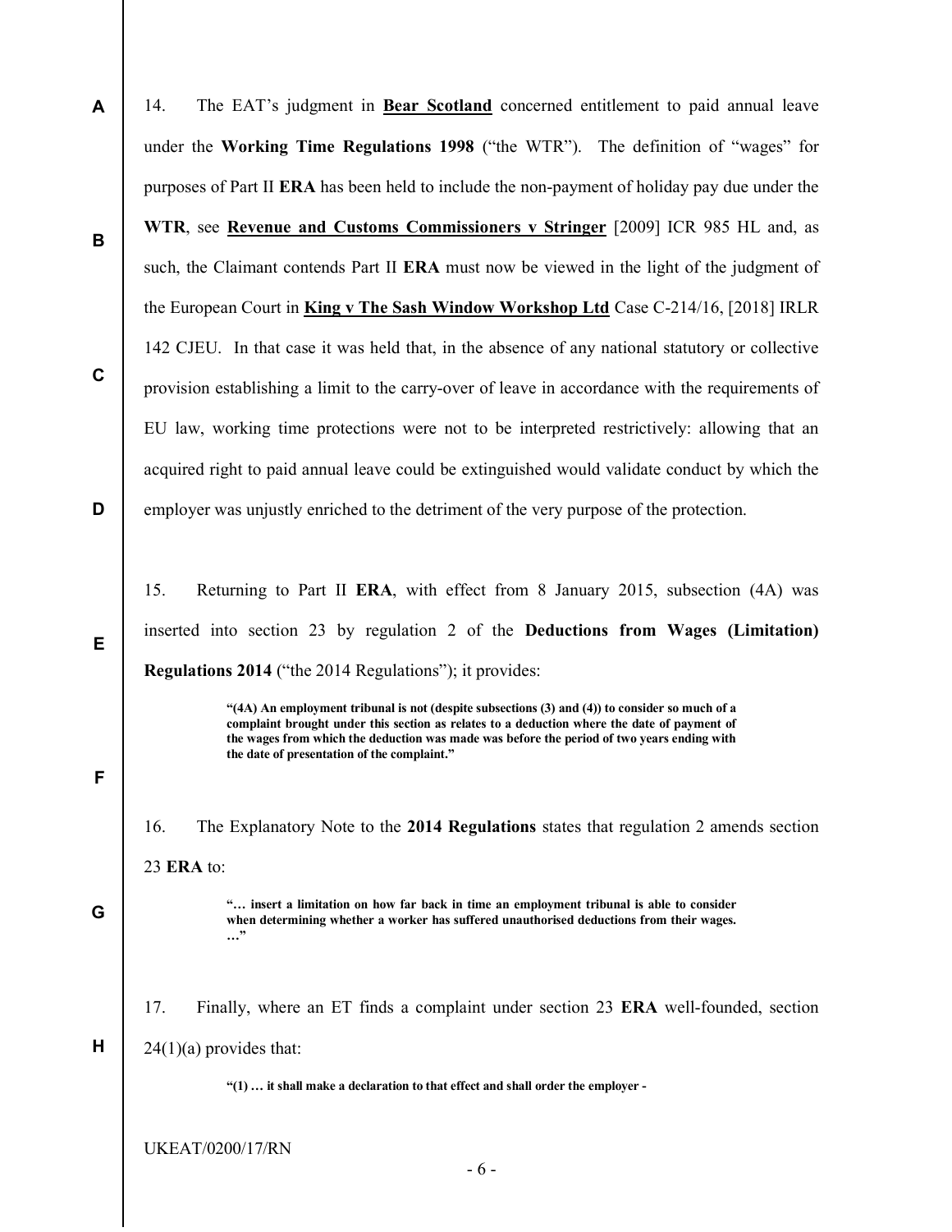14. The EAT's judgment in **Bear Scotland** concerned entitlement to paid annual leave under the **Working Time Regulations 1998** ("the WTR"). The definition of "wages" for purposes of Part II **ERA** has been held to include the non-payment of holiday pay due under the **WTR**, see **Revenue and Customs Commissioners v Stringer** [2009] ICR 985 HL and, as such, the Claimant contends Part II **ERA** must now be viewed in the light of the judgment of the European Court in **King v The Sash Window Workshop Ltd** Case C-214/16, [2018] IRLR 142 CJEU. In that case it was held that, in the absence of any national statutory or collective provision establishing a limit to the carry-over of leave in accordance with the requirements of EU law, working time protections were not to be interpreted restrictively: allowing that an acquired right to paid annual leave could be extinguished would validate conduct by which the employer was unjustly enriched to the detriment of the very purpose of the protection.

15. Returning to Part II **ERA**, with effect from 8 January 2015, subsection (4A) was inserted into section 23 by regulation 2 of the **Deductions from Wages (Limitation) Regulations 2014** ("the 2014 Regulations"); it provides:

> **"(4A) An employment tribunal is not (despite subsections (3) and (4)) to consider so much of a complaint brought under this section as relates to a deduction where the date of payment of the wages from which the deduction was made was before the period of two years ending with the date of presentation of the complaint."**

16. The Explanatory Note to the **2014 Regulations** states that regulation 2 amends section 23 **ERA** to:

> **"… insert a limitation on how far back in time an employment tribunal is able to consider when determining whether a worker has suffered unauthorised deductions from their wages. …"**

17. Finally, where an ET finds a complaint under section 23 **ERA** well-founded, section 24(1)(a) provides that:

> **"(1) … it shall make a declaration to that effect and shall order the employer -**

UKEAT/0200/17/RN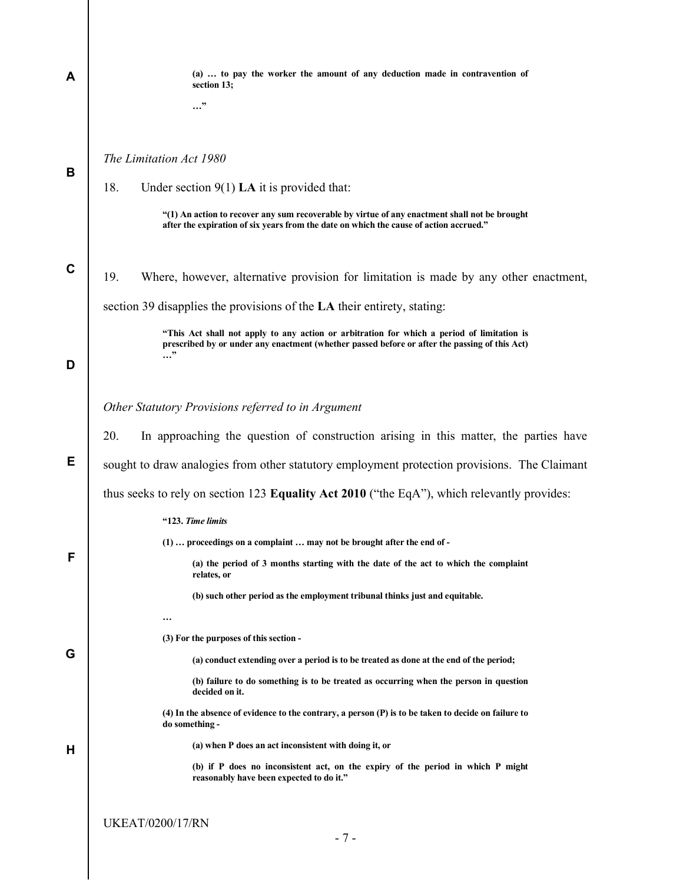**(a) … to pay the worker the amount of any deduction made in contravention of section 13;**

**…"**

*The Limitation Act 1980*

18. Under section 9(1) **LA** it is provided that:

> **"(1) An action to recover any sum recoverable by virtue of any enactment shall not be brought after the expiration of six years from the date on which the cause of action accrued."**

19. Where, however, alternative provision for limitation is made by any other enactment, section 39 disapplies the provisions of the **LA** their entirety, stating:

> **"This Act shall not apply to any action or arbitration for which a period of limitation is prescribed by or under any enactment (whether passed before or after the passing of this Act) …"**

*Other Statutory Provisions referred to in Argument*

20. In approaching the question of construction arising in this matter, the parties have sought to draw analogies from other statutory employment protection provisions. The Claimant thus seeks to rely on section 123 **Equality Act 2010** ("the EqA"), which relevantly provides:

> **"123. *Time limits***
>
> **(1) … proceedings on a complaint … may not be brought after the end of -**
>
> > **(a) the period of 3 months starting with the date of the act to which the complaint relates, or**
> >
> > **(b) such other period as the employment tribunal thinks just and equitable.**
>
> **…**
>
> **(3) For the purposes of this section -**
>
> > **(a) conduct extending over a period is to be treated as done at the end of the period;**
> >
> > **(b) failure to do something is to be treated as occurring when the person in question decided on it.**
>
> **(4) In the absence of evidence to the contrary, a person (P) is to be taken to decide on failure to do something -**
>
> > **(a) when P does an act inconsistent with doing it, or**
> >
> > **(b) if P does no inconsistent act, on the expiry of the period in which P might reasonably have been expected to do it."**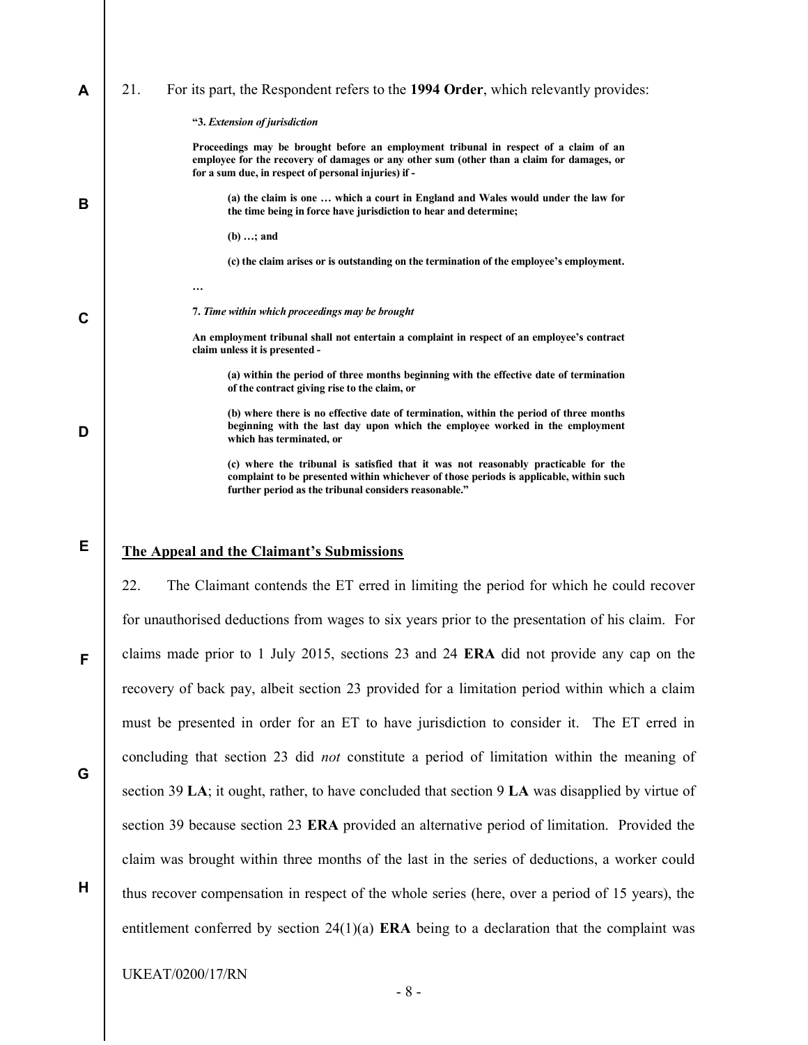21. For its part, the Respondent refers to the **1994 Order**, which relevantly provides:

> **"3.** ***Extension of jurisdiction***
>
> **Proceedings may be brought before an employment tribunal in respect of a claim of an employee for the recovery of damages or any other sum (other than a claim for damages, or for a sum due, in respect of personal injuries) if -**
>
> > **(a) the claim is one … which a court in England and Wales would under the law for the time being in force have jurisdiction to hear and determine;**
> >
> > **(b) …; and**
> >
> > **(c) the claim arises or is outstanding on the termination of the employee's employment.**
>
> **…**
>
> **7.** ***Time within which proceedings may be brought***
>
> **An employment tribunal shall not entertain a complaint in respect of an employee's contract claim unless it is presented -**
>
> > **(a) within the period of three months beginning with the effective date of termination of the contract giving rise to the claim, or**
> >
> > **(b) where there is no effective date of termination, within the period of three months beginning with the last day upon which the employee worked in the employment which has terminated, or**
> >
> > **(c) where the tribunal is satisfied that it was not reasonably practicable for the complaint to be presented within whichever of those periods is applicable, within such further period as the tribunal considers reasonable."**

## **The Appeal and the Claimant's Submissions**

22. The Claimant contends the ET erred in limiting the period for which he could recover for unauthorised deductions from wages to six years prior to the presentation of his claim. For claims made prior to 1 July 2015, sections 23 and 24 **ERA** did not provide any cap on the recovery of back pay, albeit section 23 provided for a limitation period within which a claim must be presented in order for an ET to have jurisdiction to consider it. The ET erred in concluding that section 23 did *not* constitute a period of limitation within the meaning of section 39 **LA**; it ought, rather, to have concluded that section 9 **LA** was disapplied by virtue of section 39 because section 23 **ERA** provided an alternative period of limitation. Provided the claim was brought within three months of the last in the series of deductions, a worker could thus recover compensation in respect of the whole series (here, over a period of 15 years), the entitlement conferred by section 24(1)(a) **ERA** being to a declaration that the complaint was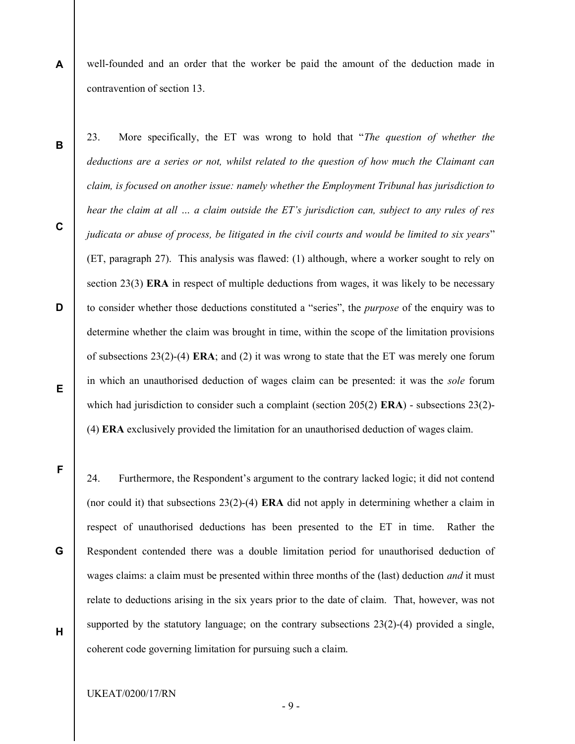well-founded and an order that the worker be paid the amount of the deduction made in contravention of section 13.

23. More specifically, the ET was wrong to hold that "*The question of whether the deductions are a series or not, whilst related to the question of how much the Claimant can claim, is focused on another issue: namely whether the Employment Tribunal has jurisdiction to hear the claim at all … a claim outside the ET's jurisdiction can, subject to any rules of res judicata or abuse of process, be litigated in the civil courts and would be limited to six years*" (ET, paragraph 27). This analysis was flawed: (1) although, where a worker sought to rely on section 23(3) **ERA** in respect of multiple deductions from wages, it was likely to be necessary to consider whether those deductions constituted a "series", the *purpose* of the enquiry was to determine whether the claim was brought in time, within the scope of the limitation provisions of subsections 23(2)-(4) **ERA**; and (2) it was wrong to state that the ET was merely one forum in which an unauthorised deduction of wages claim can be presented: it was the *sole* forum which had jurisdiction to consider such a complaint (section 205(2) **ERA**) - subsections 23(2)-(4) **ERA** exclusively provided the limitation for an unauthorised deduction of wages claim.

24. Furthermore, the Respondent's argument to the contrary lacked logic; it did not contend (nor could it) that subsections 23(2)-(4) **ERA** did not apply in determining whether a claim in respect of unauthorised deductions has been presented to the ET in time. Rather the Respondent contended there was a double limitation period for unauthorised deduction of wages claims: a claim must be presented within three months of the (last) deduction *and* it must relate to deductions arising in the six years prior to the date of claim. That, however, was not supported by the statutory language; on the contrary subsections 23(2)-(4) provided a single, coherent code governing limitation for pursuing such a claim.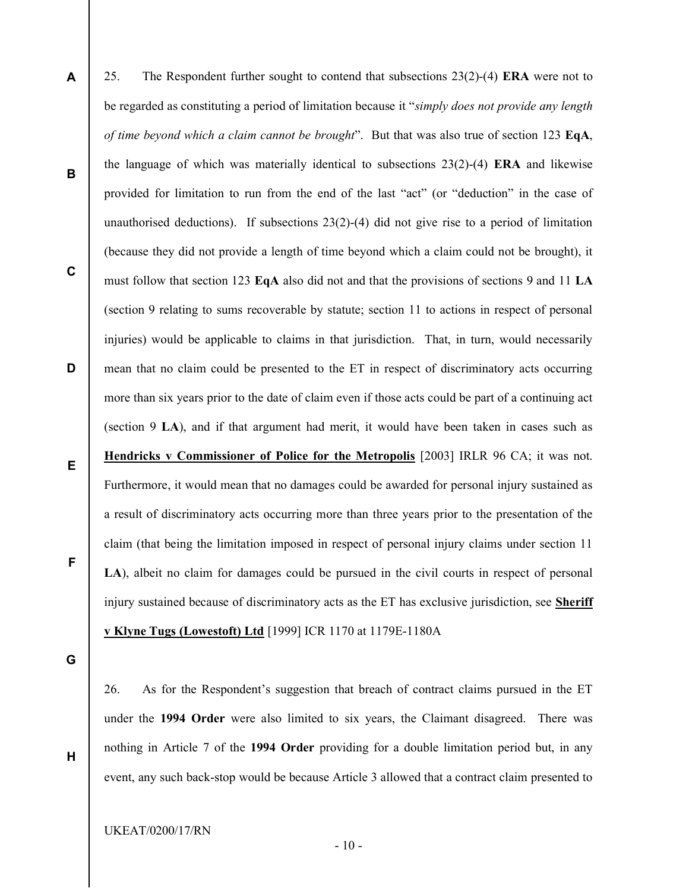25. The Respondent further sought to contend that subsections 23(2)-(4) **ERA** were not to be regarded as constituting a period of limitation because it "*simply does not provide any length of time beyond which a claim cannot be brought*". But that was also true of section 123 **EqA**, the language of which was materially identical to subsections 23(2)-(4) **ERA** and likewise provided for limitation to run from the end of the last "act" (or "deduction" in the case of unauthorised deductions). If subsections 23(2)-(4) did not give rise to a period of limitation (because they did not provide a length of time beyond which a claim could not be brought), it must follow that section 123 **EqA** also did not and that the provisions of sections 9 and 11 **LA** (section 9 relating to sums recoverable by statute; section 11 to actions in respect of personal injuries) would be applicable to claims in that jurisdiction. That, in turn, would necessarily mean that no claim could be presented to the ET in respect of discriminatory acts occurring more than six years prior to the date of claim even if those acts could be part of a continuing act (section 9 **LA**), and if that argument had merit, it would have been taken in cases such as **Hendricks v Commissioner of Police for the Metropolis** [2003] IRLR 96 CA; it was not. Furthermore, it would mean that no damages could be awarded for personal injury sustained as a result of discriminatory acts occurring more than three years prior to the presentation of the claim (that being the limitation imposed in respect of personal injury claims under section 11 **LA**), albeit no claim for damages could be pursued in the civil courts in respect of personal injury sustained because of discriminatory acts as the ET has exclusive jurisdiction, see **Sheriff v Klyne Tugs (Lowestoft) Ltd** [1999] ICR 1170 at 1179E-1180A

26. As for the Respondent's suggestion that breach of contract claims pursued in the ET under the **1994 Order** were also limited to six years, the Claimant disagreed. There was nothing in Article 7 of the **1994 Order** providing for a double limitation period but, in any event, any such back-stop would be because Article 3 allowed that a contract claim presented to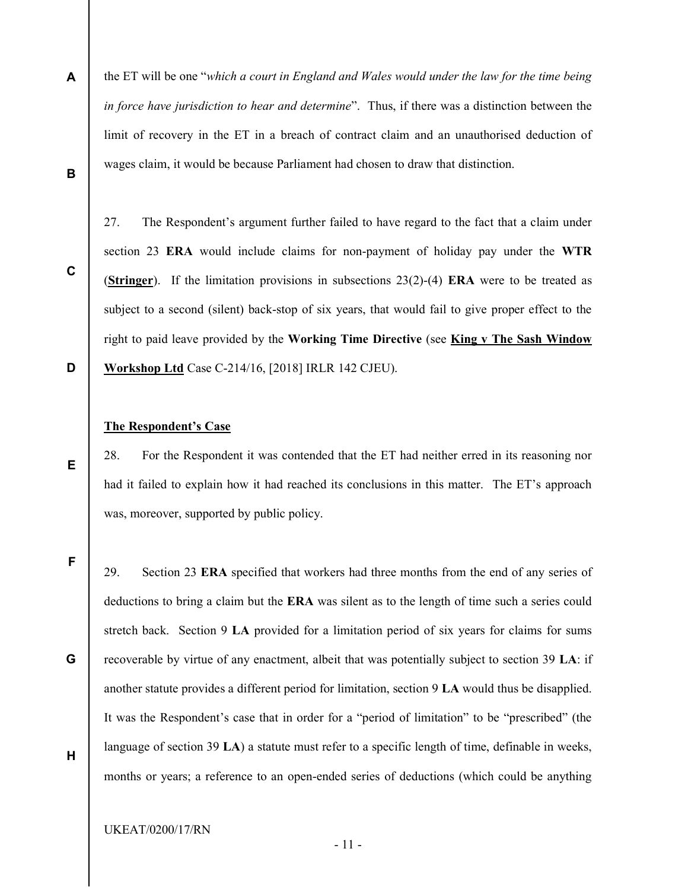the ET will be one "*which a court in England and Wales would under the law for the time being in force have jurisdiction to hear and determine*". Thus, if there was a distinction between the limit of recovery in the ET in a breach of contract claim and an unauthorised deduction of wages claim, it would be because Parliament had chosen to draw that distinction.

27. The Respondent's argument further failed to have regard to the fact that a claim under section 23 **ERA** would include claims for non-payment of holiday pay under the **WTR** (**Stringer**). If the limitation provisions in subsections 23(2)-(4) **ERA** were to be treated as subject to a second (silent) back-stop of six years, that would fail to give proper effect to the right to paid leave provided by the **Working Time Directive** (see **King v The Sash Window Workshop Ltd** Case C-214/16, [2018] IRLR 142 CJEU).

**The Respondent's Case**

28. For the Respondent it was contended that the ET had neither erred in its reasoning nor had it failed to explain how it had reached its conclusions in this matter. The ET's approach was, moreover, supported by public policy.

29. Section 23 **ERA** specified that workers had three months from the end of any series of deductions to bring a claim but the **ERA** was silent as to the length of time such a series could stretch back. Section 9 **LA** provided for a limitation period of six years for claims for sums recoverable by virtue of any enactment, albeit that was potentially subject to section 39 **LA**: if another statute provides a different period for limitation, section 9 **LA** would thus be disapplied. It was the Respondent's case that in order for a "period of limitation" to be "prescribed" (the language of section 39 **LA**) a statute must refer to a specific length of time, definable in weeks, months or years; a reference to an open-ended series of deductions (which could be anything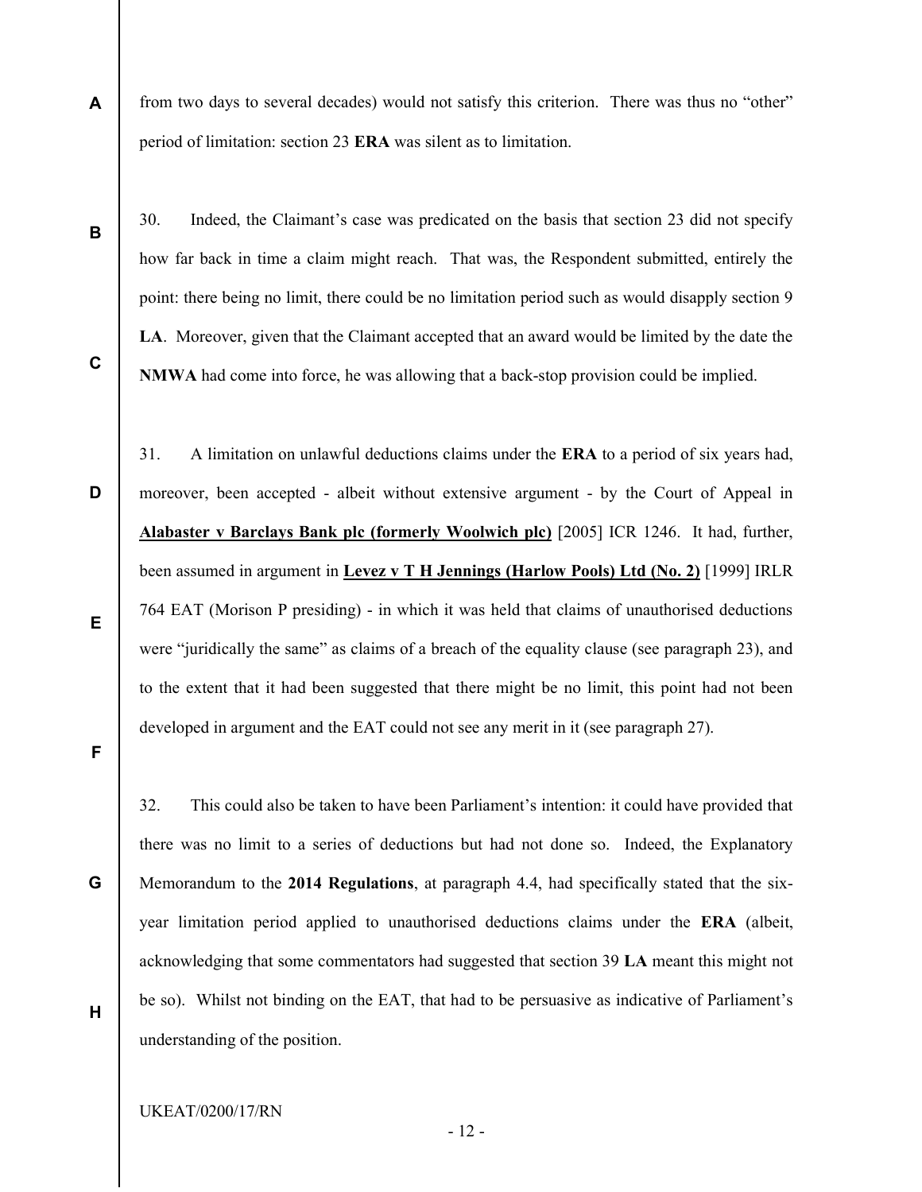from two days to several decades) would not satisfy this criterion. There was thus no "other" period of limitation: section 23 **ERA** was silent as to limitation.

30. Indeed, the Claimant's case was predicated on the basis that section 23 did not specify how far back in time a claim might reach. That was, the Respondent submitted, entirely the point: there being no limit, there could be no limitation period such as would disapply section 9 **LA**. Moreover, given that the Claimant accepted that an award would be limited by the date the **NMWA** had come into force, he was allowing that a back-stop provision could be implied.

31. A limitation on unlawful deductions claims under the **ERA** to a period of six years had, moreover, been accepted - albeit without extensive argument - by the Court of Appeal in **Alabaster v Barclays Bank plc (formerly Woolwich plc)** [2005] ICR 1246. It had, further, been assumed in argument in **Levez v T H Jennings (Harlow Pools) Ltd (No. 2)** [1999] IRLR 764 EAT (Morison P presiding) - in which it was held that claims of unauthorised deductions were "juridically the same" as claims of a breach of the equality clause (see paragraph 23), and to the extent that it had been suggested that there might be no limit, this point had not been developed in argument and the EAT could not see any merit in it (see paragraph 27).

32. This could also be taken to have been Parliament's intention: it could have provided that there was no limit to a series of deductions but had not done so. Indeed, the Explanatory Memorandum to the **2014 Regulations**, at paragraph 4.4, had specifically stated that the six-year limitation period applied to unauthorised deductions claims under the **ERA** (albeit, acknowledging that some commentators had suggested that section 39 **LA** meant this might not be so). Whilst not binding on the EAT, that had to be persuasive as indicative of Parliament's understanding of the position.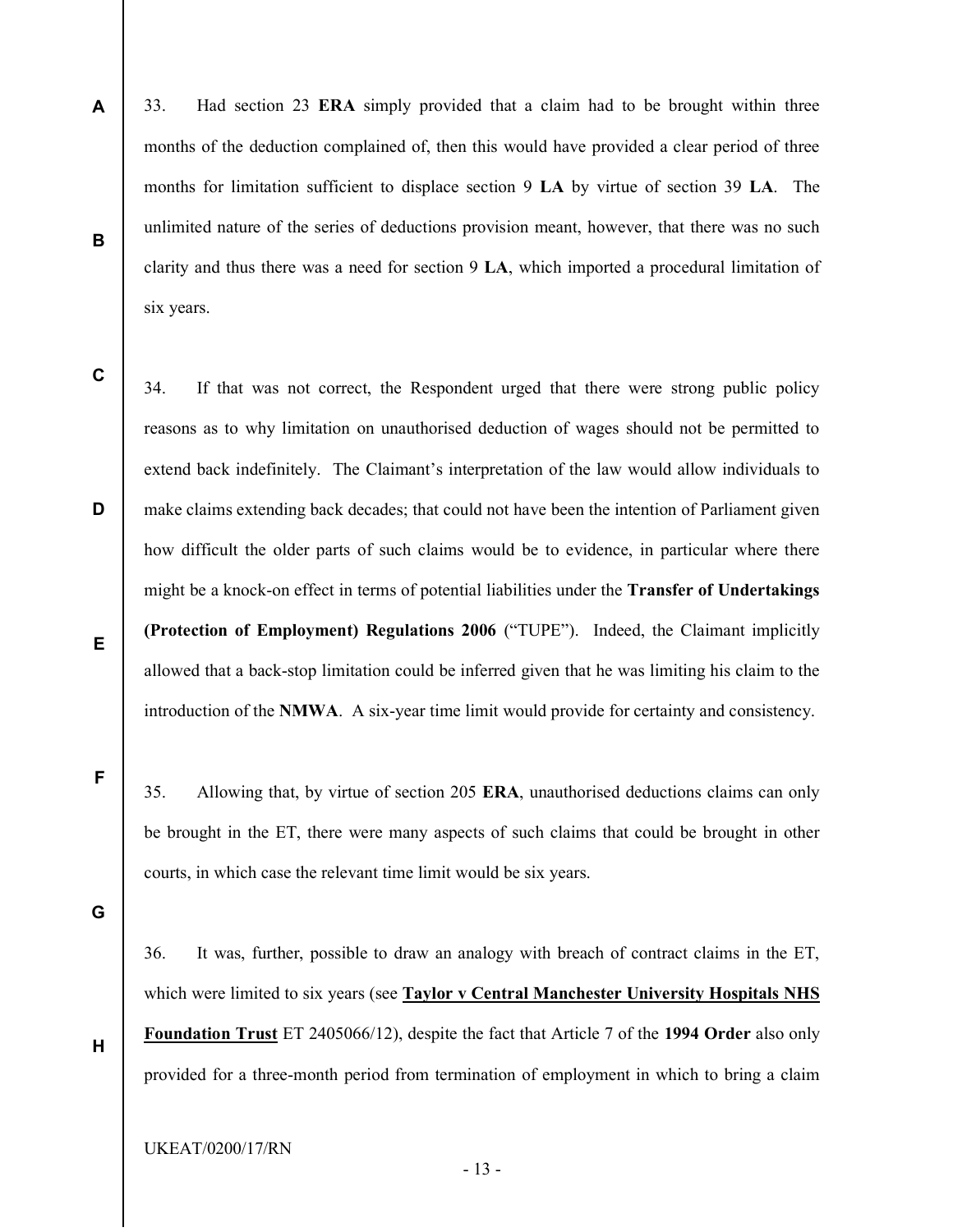33. Had section 23 **ERA** simply provided that a claim had to be brought within three months of the deduction complained of, then this would have provided a clear period of three months for limitation sufficient to displace section 9 **LA** by virtue of section 39 **LA**. The unlimited nature of the series of deductions provision meant, however, that there was no such clarity and thus there was a need for section 9 **LA**, which imported a procedural limitation of six years.

34. If that was not correct, the Respondent urged that there were strong public policy reasons as to why limitation on unauthorised deduction of wages should not be permitted to extend back indefinitely. The Claimant's interpretation of the law would allow individuals to make claims extending back decades; that could not have been the intention of Parliament given how difficult the older parts of such claims would be to evidence, in particular where there might be a knock-on effect in terms of potential liabilities under the **Transfer of Undertakings (Protection of Employment) Regulations 2006** ("TUPE"). Indeed, the Claimant implicitly allowed that a back-stop limitation could be inferred given that he was limiting his claim to the introduction of the **NMWA**. A six-year time limit would provide for certainty and consistency.

35. Allowing that, by virtue of section 205 **ERA**, unauthorised deductions claims can only be brought in the ET, there were many aspects of such claims that could be brought in other courts, in which case the relevant time limit would be six years.

36. It was, further, possible to draw an analogy with breach of contract claims in the ET, which were limited to six years (see **Taylor v Central Manchester University Hospitals NHS Foundation Trust** ET 2405066/12), despite the fact that Article 7 of the **1994 Order** also only provided for a three-month period from termination of employment in which to bring a claim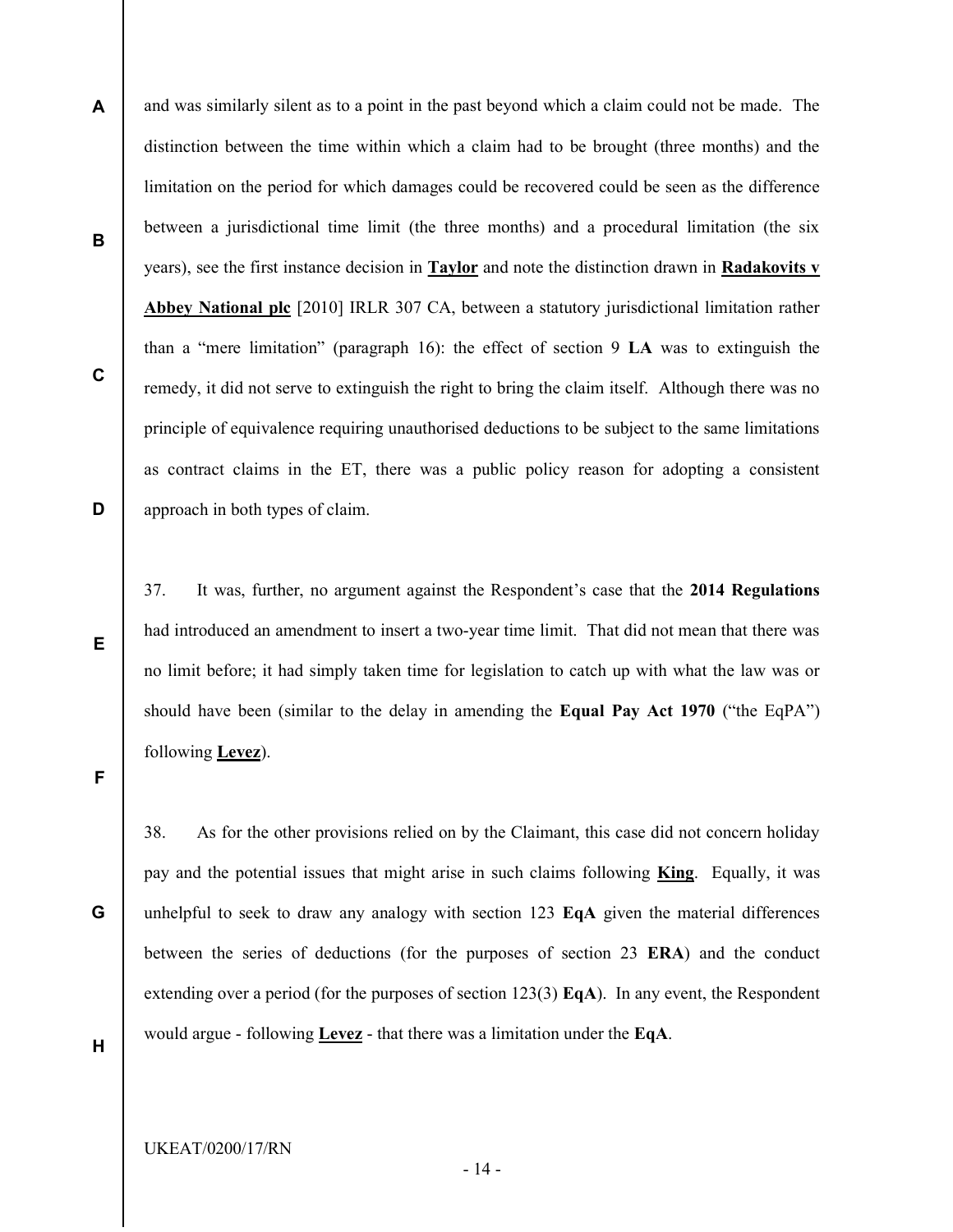and was similarly silent as to a point in the past beyond which a claim could not be made. The distinction between the time within which a claim had to be brought (three months) and the limitation on the period for which damages could be recovered could be seen as the difference between a jurisdictional time limit (the three months) and a procedural limitation (the six years), see the first instance decision in **Taylor** and note the distinction drawn in **Radakovits v Abbey National plc** [2010] IRLR 307 CA, between a statutory jurisdictional limitation rather than a "mere limitation" (paragraph 16): the effect of section 9 **LA** was to extinguish the remedy, it did not serve to extinguish the right to bring the claim itself. Although there was no principle of equivalence requiring unauthorised deductions to be subject to the same limitations as contract claims in the ET, there was a public policy reason for adopting a consistent approach in both types of claim.

37. It was, further, no argument against the Respondent's case that the **2014 Regulations** had introduced an amendment to insert a two-year time limit. That did not mean that there was no limit before; it had simply taken time for legislation to catch up with what the law was or should have been (similar to the delay in amending the **Equal Pay Act 1970** ("the EqPA") following **Levez**).

38. As for the other provisions relied on by the Claimant, this case did not concern holiday pay and the potential issues that might arise in such claims following **King**. Equally, it was unhelpful to seek to draw any analogy with section 123 **EqA** given the material differences between the series of deductions (for the purposes of section 23 **ERA**) and the conduct extending over a period (for the purposes of section 123(3) **EqA**). In any event, the Respondent would argue - following **Levez** - that there was a limitation under the **EqA**.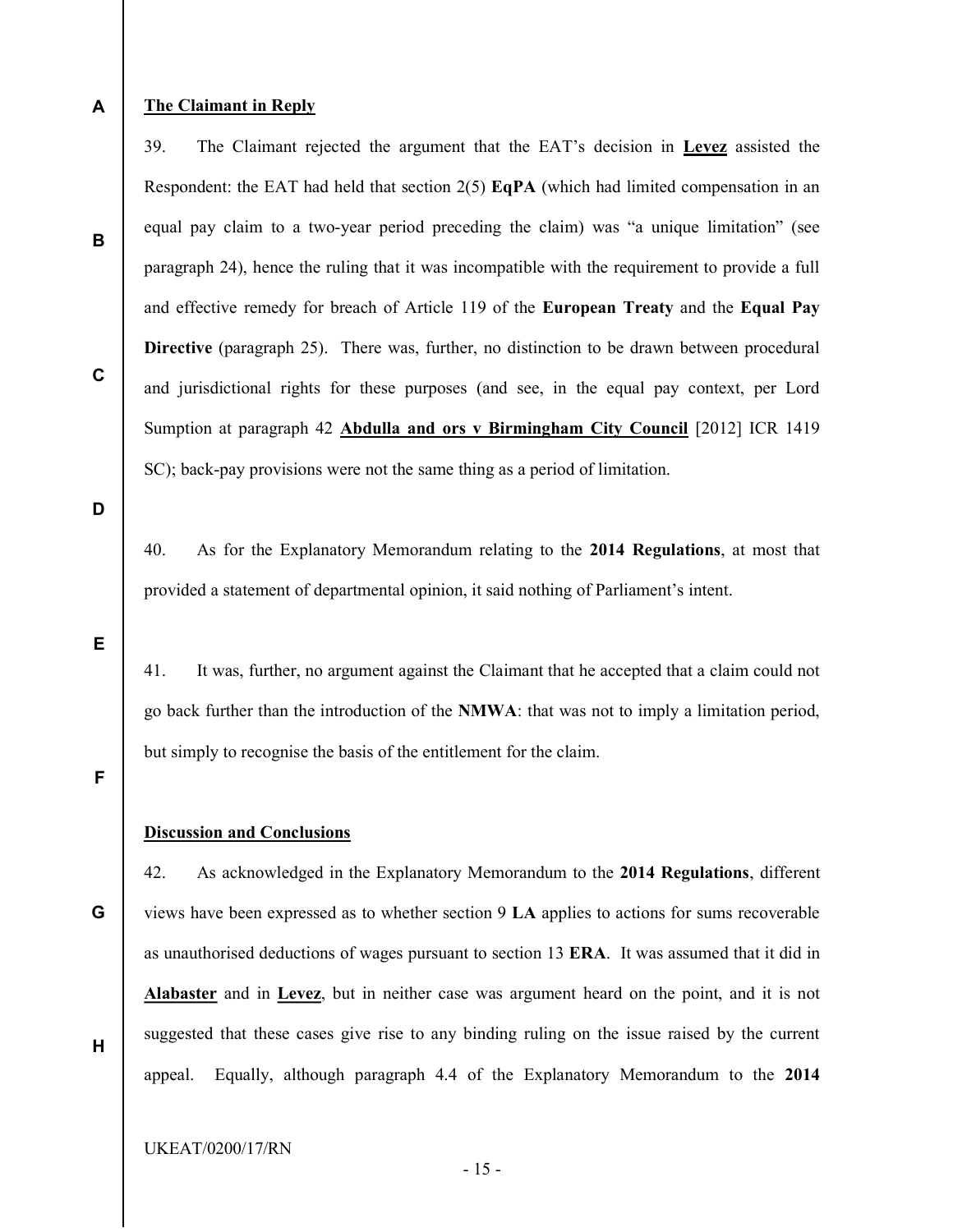**The Claimant in Reply**

39. The Claimant rejected the argument that the EAT's decision in **Levez** assisted the Respondent: the EAT had held that section 2(5) **EqPA** (which had limited compensation in an equal pay claim to a two-year period preceding the claim) was "a unique limitation" (see paragraph 24), hence the ruling that it was incompatible with the requirement to provide a full and effective remedy for breach of Article 119 of the **European Treaty** and the **Equal Pay Directive** (paragraph 25). There was, further, no distinction to be drawn between procedural and jurisdictional rights for these purposes (and see, in the equal pay context, per Lord Sumption at paragraph 42 **Abdulla and ors v Birmingham City Council** [2012] ICR 1419 SC); back-pay provisions were not the same thing as a period of limitation.

40. As for the Explanatory Memorandum relating to the **2014 Regulations**, at most that provided a statement of departmental opinion, it said nothing of Parliament's intent.

41. It was, further, no argument against the Claimant that he accepted that a claim could not go back further than the introduction of the **NMWA**: that was not to imply a limitation period, but simply to recognise the basis of the entitlement for the claim.

**Discussion and Conclusions**

42. As acknowledged in the Explanatory Memorandum to the **2014 Regulations**, different views have been expressed as to whether section 9 **LA** applies to actions for sums recoverable as unauthorised deductions of wages pursuant to section 13 **ERA**. It was assumed that it did in **Alabaster** and in **Levez**, but in neither case was argument heard on the point, and it is not suggested that these cases give rise to any binding ruling on the issue raised by the current appeal. Equally, although paragraph 4.4 of the Explanatory Memorandum to the **2014**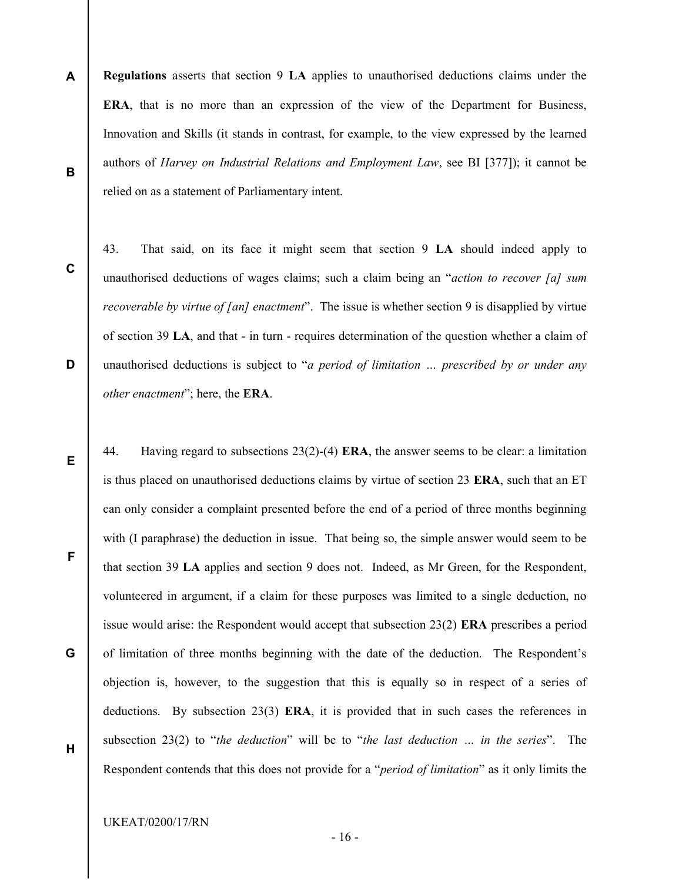**Regulations** asserts that section 9 **LA** applies to unauthorised deductions claims under the **ERA**, that is no more than an expression of the view of the Department for Business, Innovation and Skills (it stands in contrast, for example, to the view expressed by the learned authors of *Harvey on Industrial Relations and Employment Law*, see BI [377]); it cannot be relied on as a statement of Parliamentary intent.

43. That said, on its face it might seem that section 9 **LA** should indeed apply to unauthorised deductions of wages claims; such a claim being an "*action to recover [a] sum recoverable by virtue of [an] enactment*". The issue is whether section 9 is disapplied by virtue of section 39 **LA**, and that - in turn - requires determination of the question whether a claim of unauthorised deductions is subject to "*a period of limitation … prescribed by or under any other enactment*"; here, the **ERA**.

44. Having regard to subsections 23(2)-(4) **ERA**, the answer seems to be clear: a limitation is thus placed on unauthorised deductions claims by virtue of section 23 **ERA**, such that an ET can only consider a complaint presented before the end of a period of three months beginning with (I paraphrase) the deduction in issue. That being so, the simple answer would seem to be that section 39 **LA** applies and section 9 does not. Indeed, as Mr Green, for the Respondent, volunteered in argument, if a claim for these purposes was limited to a single deduction, no issue would arise: the Respondent would accept that subsection 23(2) **ERA** prescribes a period of limitation of three months beginning with the date of the deduction. The Respondent's objection is, however, to the suggestion that this is equally so in respect of a series of deductions. By subsection 23(3) **ERA**, it is provided that in such cases the references in subsection 23(2) to "*the deduction*" will be to "*the last deduction … in the series*". The Respondent contends that this does not provide for a "*period of limitation*" as it only limits the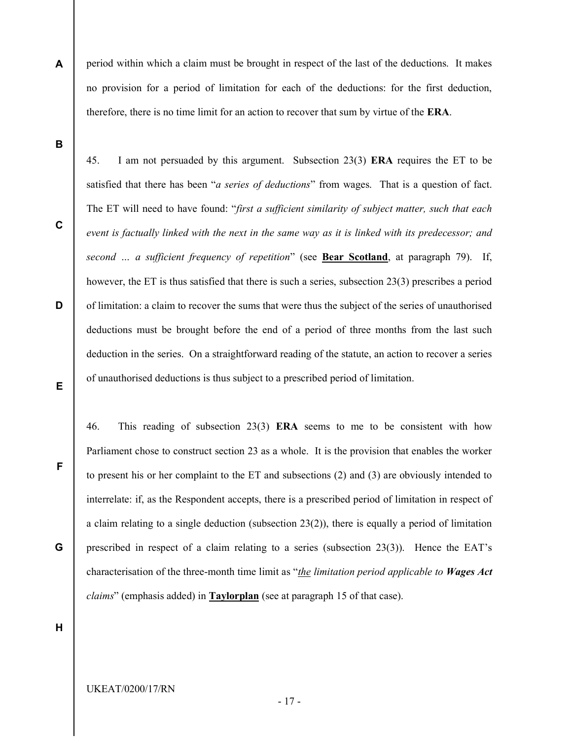period within which a claim must be brought in respect of the last of the deductions. It makes no provision for a period of limitation for each of the deductions: for the first deduction, therefore, there is no time limit for an action to recover that sum by virtue of the **ERA**.

45. I am not persuaded by this argument. Subsection 23(3) **ERA** requires the ET to be satisfied that there has been "*a series of deductions*" from wages. That is a question of fact. The ET will need to have found: "*first a sufficient similarity of subject matter, such that each event is factually linked with the next in the same way as it is linked with its predecessor; and second … a sufficient frequency of repetition*" (see **Bear Scotland**, at paragraph 79). If, however, the ET is thus satisfied that there is such a series, subsection 23(3) prescribes a period of limitation: a claim to recover the sums that were thus the subject of the series of unauthorised deductions must be brought before the end of a period of three months from the last such deduction in the series. On a straightforward reading of the statute, an action to recover a series of unauthorised deductions is thus subject to a prescribed period of limitation.

46. This reading of subsection 23(3) **ERA** seems to me to be consistent with how Parliament chose to construct section 23 as a whole. It is the provision that enables the worker to present his or her complaint to the ET and subsections (2) and (3) are obviously intended to interrelate: if, as the Respondent accepts, there is a prescribed period of limitation in respect of a claim relating to a single deduction (subsection 23(2)), there is equally a period of limitation prescribed in respect of a claim relating to a series (subsection 23(3)). Hence the EAT's characterisation of the three-month time limit as "*the limitation period applicable to **Wages Act** claims*" (emphasis added) in **Taylorplan** (see at paragraph 15 of that case).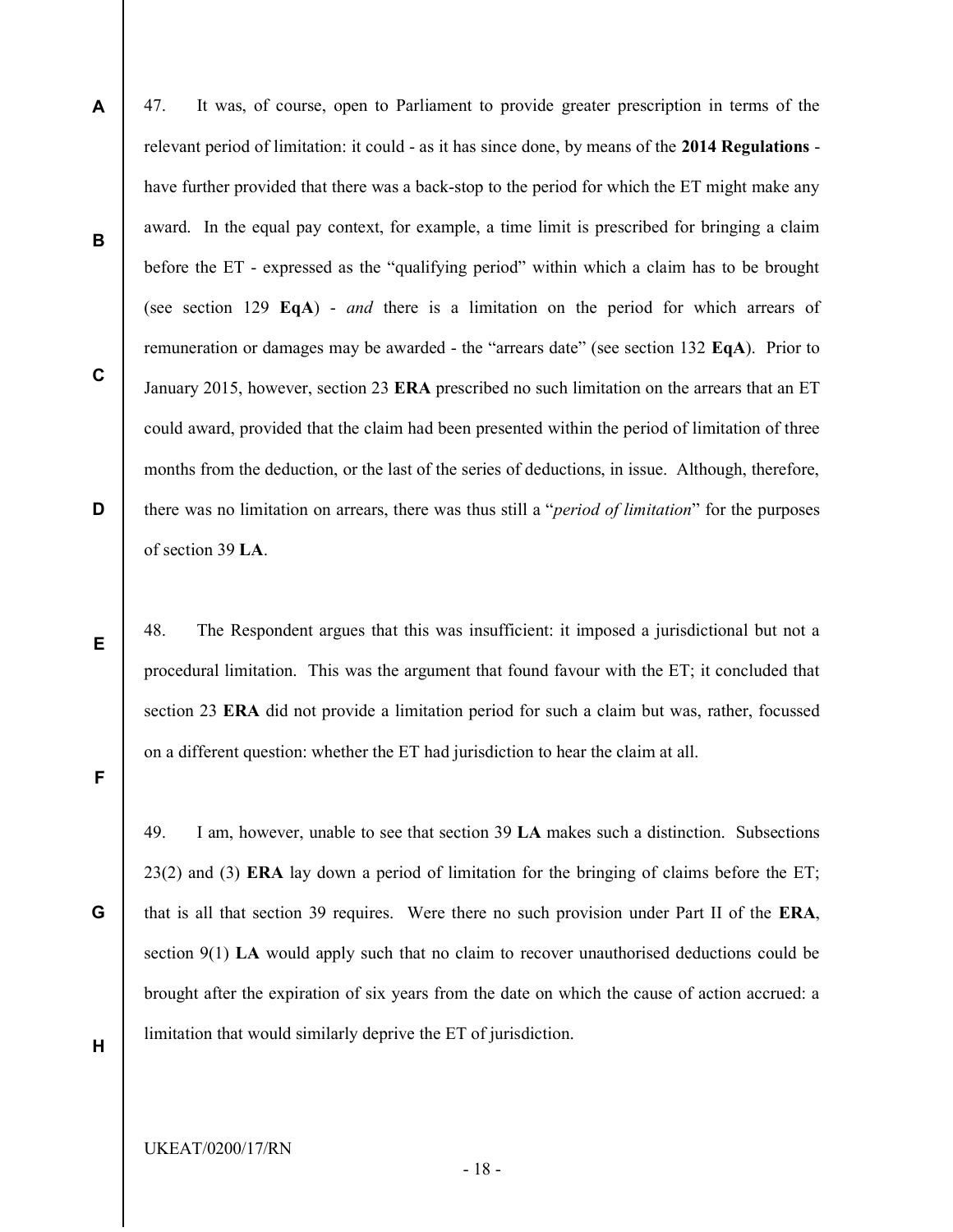47. It was, of course, open to Parliament to provide greater prescription in terms of the relevant period of limitation: it could - as it has since done, by means of the **2014 Regulations** - have further provided that there was a back-stop to the period for which the ET might make any award. In the equal pay context, for example, a time limit is prescribed for bringing a claim before the ET - expressed as the "qualifying period" within which a claim has to be brought (see section 129 **EqA**) - *and* there is a limitation on the period for which arrears of remuneration or damages may be awarded - the "arrears date" (see section 132 **EqA**). Prior to January 2015, however, section 23 **ERA** prescribed no such limitation on the arrears that an ET could award, provided that the claim had been presented within the period of limitation of three months from the deduction, or the last of the series of deductions, in issue. Although, therefore, there was no limitation on arrears, there was thus still a "*period of limitation*" for the purposes of section 39 **LA**.

48. The Respondent argues that this was insufficient: it imposed a jurisdictional but not a procedural limitation. This was the argument that found favour with the ET; it concluded that section 23 **ERA** did not provide a limitation period for such a claim but was, rather, focussed on a different question: whether the ET had jurisdiction to hear the claim at all.

49. I am, however, unable to see that section 39 **LA** makes such a distinction. Subsections 23(2) and (3) **ERA** lay down a period of limitation for the bringing of claims before the ET; that is all that section 39 requires. Were there no such provision under Part II of the **ERA**, section 9(1) **LA** would apply such that no claim to recover unauthorised deductions could be brought after the expiration of six years from the date on which the cause of action accrued: a limitation that would similarly deprive the ET of jurisdiction.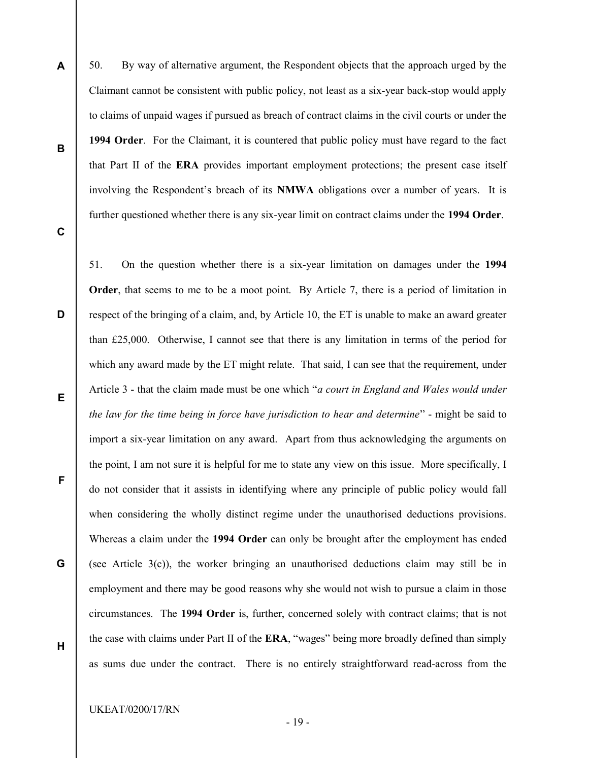50. By way of alternative argument, the Respondent objects that the approach urged by the Claimant cannot be consistent with public policy, not least as a six-year back-stop would apply to claims of unpaid wages if pursued as breach of contract claims in the civil courts or under the **1994 Order**. For the Claimant, it is countered that public policy must have regard to the fact that Part II of the **ERA** provides important employment protections; the present case itself involving the Respondent's breach of its **NMWA** obligations over a number of years. It is further questioned whether there is any six-year limit on contract claims under the **1994 Order**.

51. On the question whether there is a six-year limitation on damages under the **1994 Order**, that seems to me to be a moot point. By Article 7, there is a period of limitation in respect of the bringing of a claim, and, by Article 10, the ET is unable to make an award greater than £25,000. Otherwise, I cannot see that there is any limitation in terms of the period for which any award made by the ET might relate. That said, I can see that the requirement, under Article 3 - that the claim made must be one which "*a court in England and Wales would under the law for the time being in force have jurisdiction to hear and determine*" - might be said to import a six-year limitation on any award. Apart from thus acknowledging the arguments on the point, I am not sure it is helpful for me to state any view on this issue. More specifically, I do not consider that it assists in identifying where any principle of public policy would fall when considering the wholly distinct regime under the unauthorised deductions provisions. Whereas a claim under the **1994 Order** can only be brought after the employment has ended (see Article 3(c)), the worker bringing an unauthorised deductions claim may still be in employment and there may be good reasons why she would not wish to pursue a claim in those circumstances. The **1994 Order** is, further, concerned solely with contract claims; that is not the case with claims under Part II of the **ERA**, "wages" being more broadly defined than simply as sums due under the contract. There is no entirely straightforward read-across from the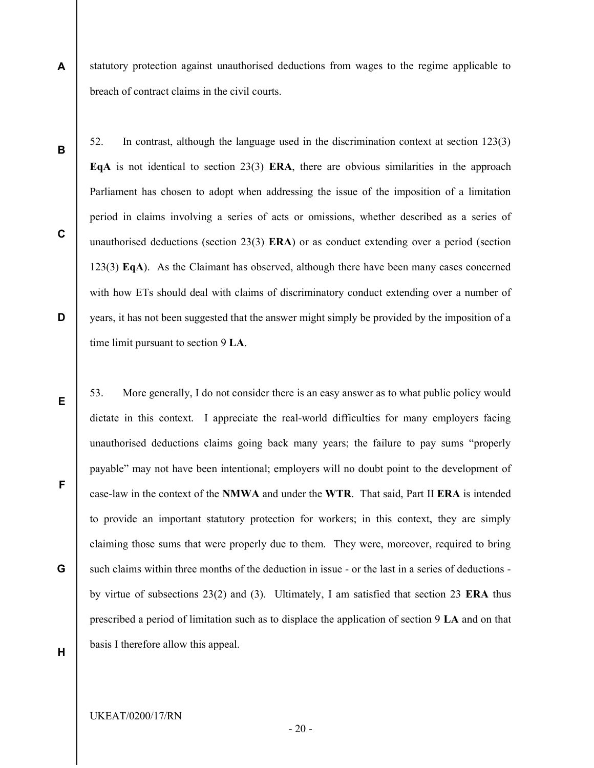statutory protection against unauthorised deductions from wages to the regime applicable to breach of contract claims in the civil courts.

52. In contrast, although the language used in the discrimination context at section 123(3) **EqA** is not identical to section 23(3) **ERA**, there are obvious similarities in the approach Parliament has chosen to adopt when addressing the issue of the imposition of a limitation period in claims involving a series of acts or omissions, whether described as a series of unauthorised deductions (section 23(3) **ERA**) or as conduct extending over a period (section 123(3) **EqA**). As the Claimant has observed, although there have been many cases concerned with how ETs should deal with claims of discriminatory conduct extending over a number of years, it has not been suggested that the answer might simply be provided by the imposition of a time limit pursuant to section 9 **LA**.

53. More generally, I do not consider there is an easy answer as to what public policy would dictate in this context. I appreciate the real-world difficulties for many employers facing unauthorised deductions claims going back many years; the failure to pay sums "properly payable" may not have been intentional; employers will no doubt point to the development of case-law in the context of the **NMWA** and under the **WTR**. That said, Part II **ERA** is intended to provide an important statutory protection for workers; in this context, they are simply claiming those sums that were properly due to them. They were, moreover, required to bring such claims within three months of the deduction in issue - or the last in a series of deductions - by virtue of subsections 23(2) and (3). Ultimately, I am satisfied that section 23 **ERA** thus prescribed a period of limitation such as to displace the application of section 9 **LA** and on that basis I therefore allow this appeal.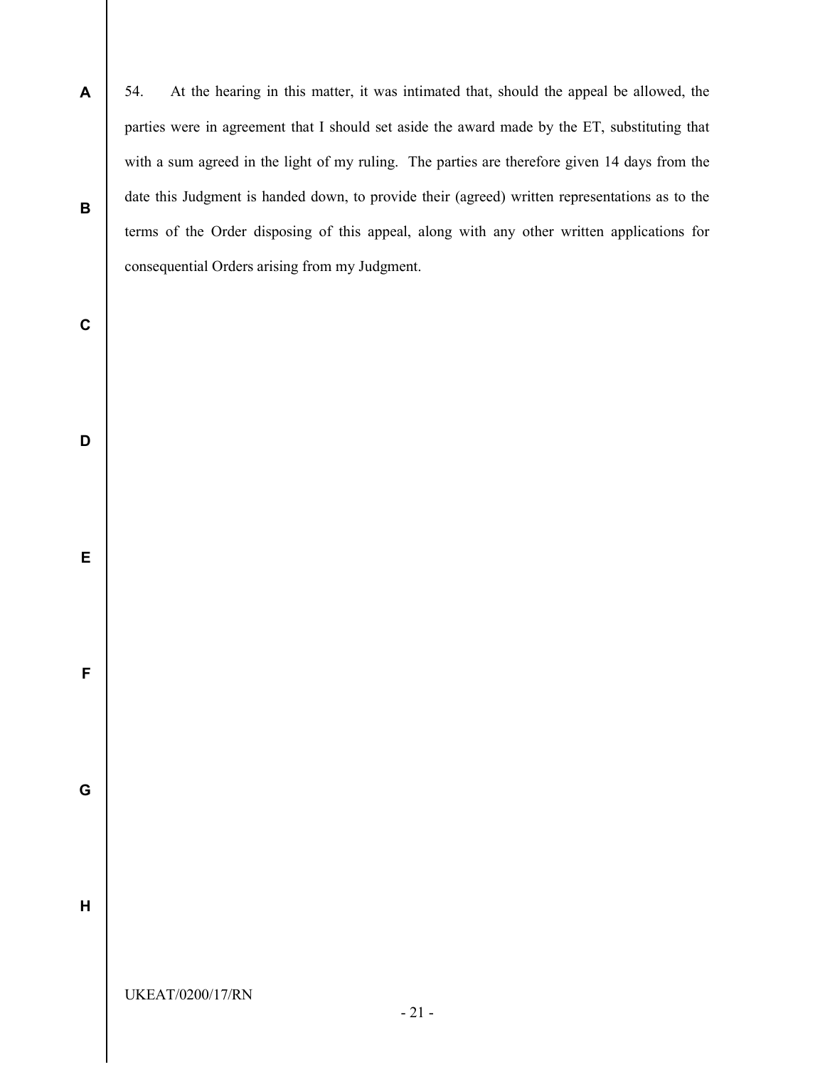54. At the hearing in this matter, it was intimated that, should the appeal be allowed, the parties were in agreement that I should set aside the award made by the ET, substituting that with a sum agreed in the light of my ruling. The parties are therefore given 14 days from the date this Judgment is handed down, to provide their (agreed) written representations as to the terms of the Order disposing of this appeal, along with any other written applications for consequential Orders arising from my Judgment.